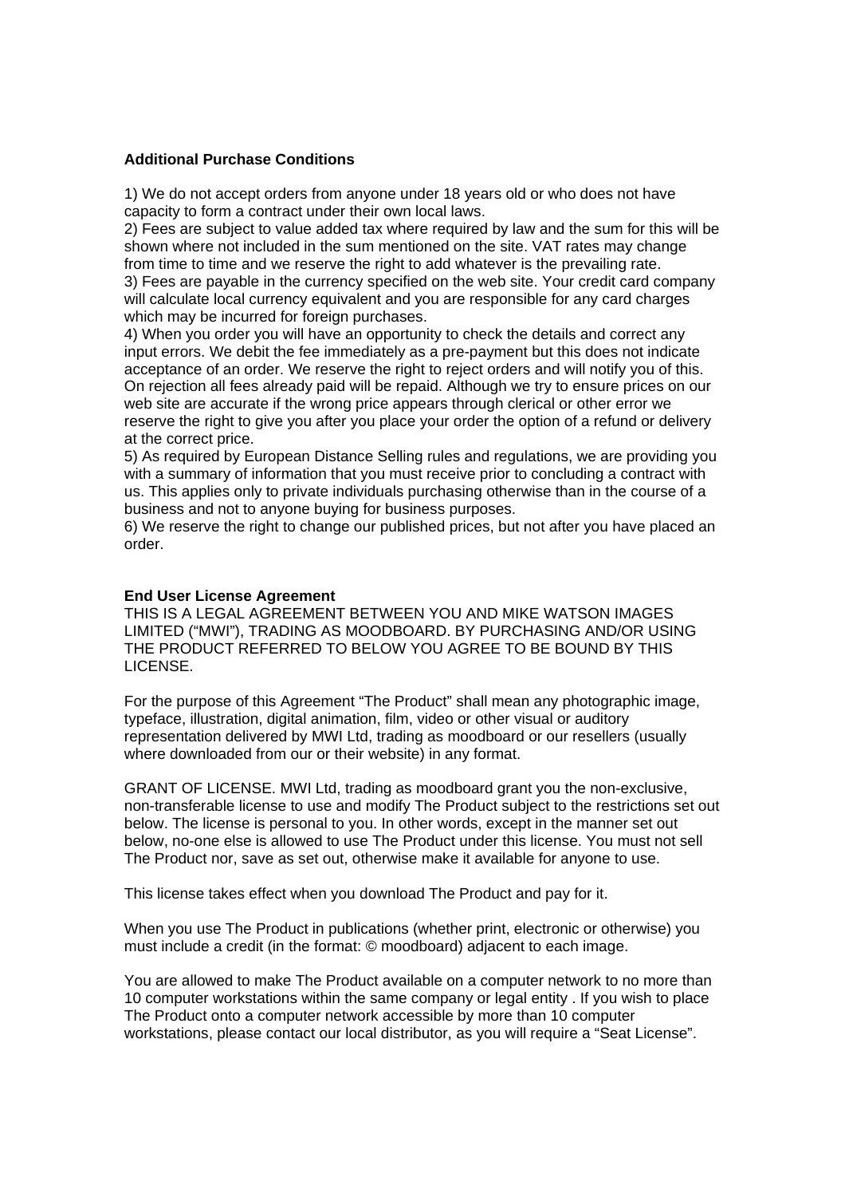**Additional Purchase Conditions**

1) We do not accept orders from anyone under 18 years old or who does not have capacity to form a contract under their own local laws.
2) Fees are subject to value added tax where required by law and the sum for this will be shown where not included in the sum mentioned on the site. VAT rates may change from time to time and we reserve the right to add whatever is the prevailing rate.
3) Fees are payable in the currency specified on the web site. Your credit card company will calculate local currency equivalent and you are responsible for any card charges which may be incurred for foreign purchases.
4) When you order you will have an opportunity to check the details and correct any input errors. We debit the fee immediately as a pre-payment but this does not indicate acceptance of an order. We reserve the right to reject orders and will notify you of this. On rejection all fees already paid will be repaid. Although we try to ensure prices on our web site are accurate if the wrong price appears through clerical or other error we reserve the right to give you after you place your order the option of a refund or delivery at the correct price.
5) As required by European Distance Selling rules and regulations, we are providing you with a summary of information that you must receive prior to concluding a contract with us. This applies only to private individuals purchasing otherwise than in the course of a business and not to anyone buying for business purposes.
6) We reserve the right to change our published prices, but not after you have placed an order.

**End User License Agreement**

THIS IS A LEGAL AGREEMENT BETWEEN YOU AND MIKE WATSON IMAGES LIMITED ("MWI"), TRADING AS MOODBOARD. BY PURCHASING AND/OR USING THE PRODUCT REFERRED TO BELOW YOU AGREE TO BE BOUND BY THIS LICENSE.

For the purpose of this Agreement "The Product" shall mean any photographic image, typeface, illustration, digital animation, film, video or other visual or auditory representation delivered by MWI Ltd, trading as moodboard or our resellers (usually where downloaded from our or their website) in any format.

GRANT OF LICENSE. MWI Ltd, trading as moodboard grant you the non-exclusive, non-transferable license to use and modify The Product subject to the restrictions set out below. The license is personal to you. In other words, except in the manner set out below, no-one else is allowed to use The Product under this license. You must not sell The Product nor, save as set out, otherwise make it available for anyone to use.

This license takes effect when you download The Product and pay for it.

When you use The Product in publications (whether print, electronic or otherwise) you must include a credit (in the format: © moodboard) adjacent to each image.

You are allowed to make The Product available on a computer network to no more than 10 computer workstations within the same company or legal entity . If you wish to place The Product onto a computer network accessible by more than 10 computer workstations, please contact our local distributor, as you will require a "Seat License".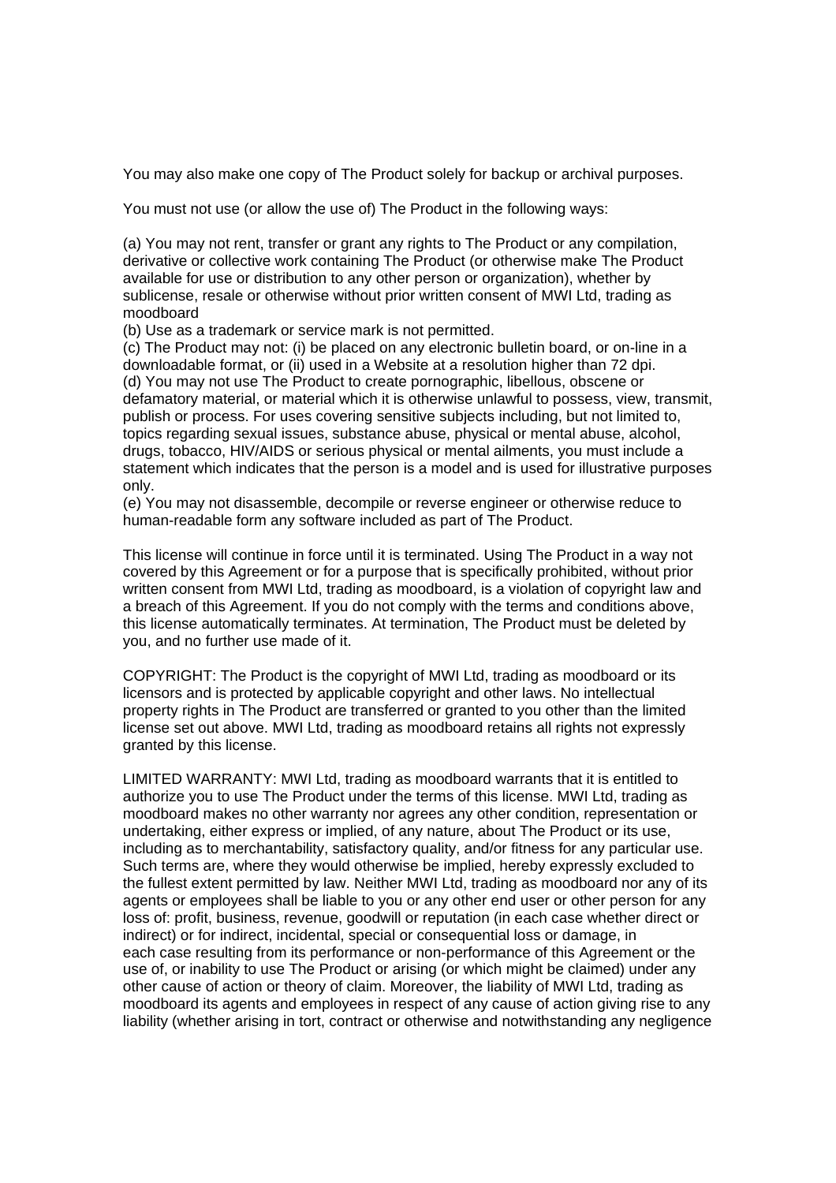You may also make one copy of The Product solely for backup or archival purposes.

You must not use (or allow the use of) The Product in the following ways:

(a) You may not rent, transfer or grant any rights to The Product or any compilation, derivative or collective work containing The Product (or otherwise make The Product available for use or distribution to any other person or organization), whether by sublicense, resale or otherwise without prior written consent of MWI Ltd, trading as moodboard
(b) Use as a trademark or service mark is not permitted.
(c) The Product may not: (i) be placed on any electronic bulletin board, or on-line in a downloadable format, or (ii) used in a Website at a resolution higher than 72 dpi.
(d) You may not use The Product to create pornographic, libellous, obscene or defamatory material, or material which it is otherwise unlawful to possess, view, transmit, publish or process. For uses covering sensitive subjects including, but not limited to, topics regarding sexual issues, substance abuse, physical or mental abuse, alcohol, drugs, tobacco, HIV/AIDS or serious physical or mental ailments, you must include a statement which indicates that the person is a model and is used for illustrative purposes only.
(e) You may not disassemble, decompile or reverse engineer or otherwise reduce to human-readable form any software included as part of The Product.

This license will continue in force until it is terminated. Using The Product in a way not covered by this Agreement or for a purpose that is specifically prohibited, without prior written consent from MWI Ltd, trading as moodboard, is a violation of copyright law and a breach of this Agreement. If you do not comply with the terms and conditions above, this license automatically terminates. At termination, The Product must be deleted by you, and no further use made of it.

COPYRIGHT: The Product is the copyright of MWI Ltd, trading as moodboard or its licensors and is protected by applicable copyright and other laws. No intellectual property rights in The Product are transferred or granted to you other than the limited license set out above. MWI Ltd, trading as moodboard retains all rights not expressly granted by this license.

LIMITED WARRANTY: MWI Ltd, trading as moodboard warrants that it is entitled to authorize you to use The Product under the terms of this license. MWI Ltd, trading as moodboard makes no other warranty nor agrees any other condition, representation or undertaking, either express or implied, of any nature, about The Product or its use, including as to merchantability, satisfactory quality, and/or fitness for any particular use. Such terms are, where they would otherwise be implied, hereby expressly excluded to the fullest extent permitted by law. Neither MWI Ltd, trading as moodboard nor any of its agents or employees shall be liable to you or any other end user or other person for any loss of: profit, business, revenue, goodwill or reputation (in each case whether direct or indirect) or for indirect, incidental, special or consequential loss or damage, in each case resulting from its performance or non-performance of this Agreement or the use of, or inability to use The Product or arising (or which might be claimed) under any other cause of action or theory of claim. Moreover, the liability of MWI Ltd, trading as moodboard its agents and employees in respect of any cause of action giving rise to any liability (whether arising in tort, contract or otherwise and notwithstanding any negligence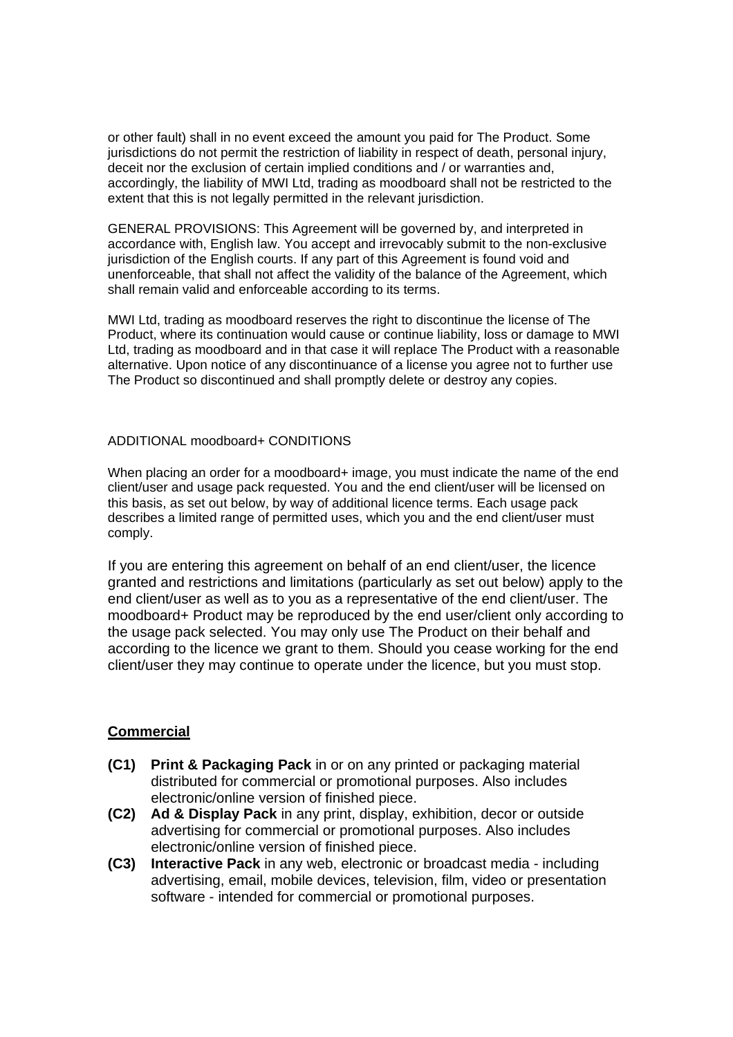or other fault) shall in no event exceed the amount you paid for The Product. Some jurisdictions do not permit the restriction of liability in respect of death, personal injury, deceit nor the exclusion of certain implied conditions and / or warranties and, accordingly, the liability of MWI Ltd, trading as moodboard shall not be restricted to the extent that this is not legally permitted in the relevant jurisdiction.

GENERAL PROVISIONS: This Agreement will be governed by, and interpreted in accordance with, English law. You accept and irrevocably submit to the non-exclusive jurisdiction of the English courts. If any part of this Agreement is found void and unenforceable, that shall not affect the validity of the balance of the Agreement, which shall remain valid and enforceable according to its terms.

MWI Ltd, trading as moodboard reserves the right to discontinue the license of The Product, where its continuation would cause or continue liability, loss or damage to MWI Ltd, trading as moodboard and in that case it will replace The Product with a reasonable alternative. Upon notice of any discontinuance of a license you agree not to further use The Product so discontinued and shall promptly delete or destroy any copies.

ADDITIONAL moodboard+ CONDITIONS

When placing an order for a moodboard+ image, you must indicate the name of the end client/user and usage pack requested. You and the end client/user will be licensed on this basis, as set out below, by way of additional licence terms. Each usage pack describes a limited range of permitted uses, which you and the end client/user must comply.

If you are entering this agreement on behalf of an end client/user, the licence granted and restrictions and limitations (particularly as set out below) apply to the end client/user as well as to you as a representative of the end client/user. The moodboard+ Product may be reproduced by the end user/client only according to the usage pack selected. You may only use The Product on their behalf and according to the licence we grant to them. Should you cease working for the end client/user they may continue to operate under the licence, but you must stop.

**Commercial**

- **(C1) Print & Packaging Pack** in or on any printed or packaging material distributed for commercial or promotional purposes. Also includes electronic/online version of finished piece.
- **(C2) Ad & Display Pack** in any print, display, exhibition, decor or outside advertising for commercial or promotional purposes. Also includes electronic/online version of finished piece.
- **(C3) Interactive Pack** in any web, electronic or broadcast media - including advertising, email, mobile devices, television, film, video or presentation software - intended for commercial or promotional purposes.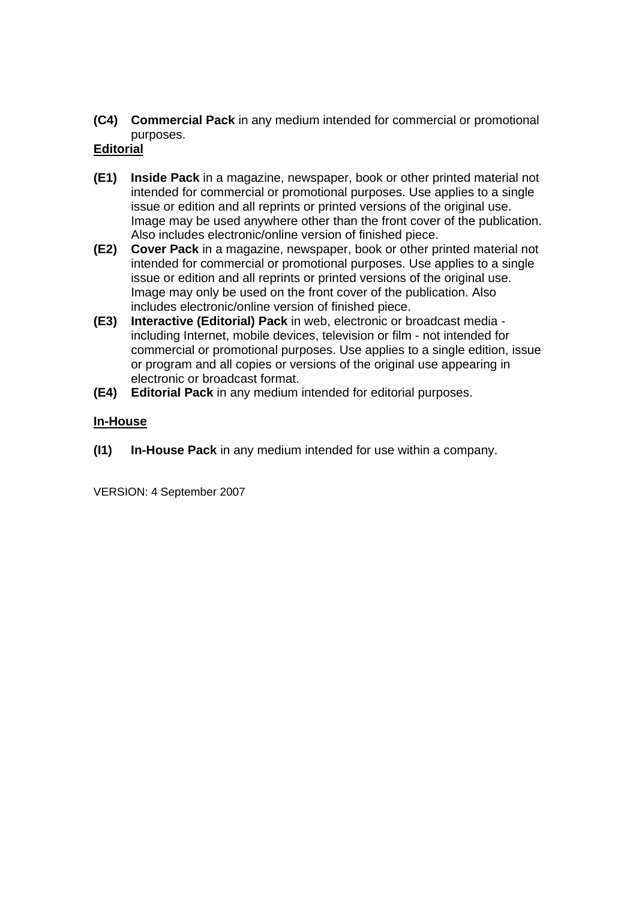**(C4)** **Commercial Pack** in any medium intended for commercial or promotional purposes.

**<u>Editorial</u>**

**(E1)** **Inside Pack** in a magazine, newspaper, book or other printed material not intended for commercial or promotional purposes. Use applies to a single issue or edition and all reprints or printed versions of the original use. Image may be used anywhere other than the front cover of the publication. Also includes electronic/online version of finished piece.

**(E2)** **Cover Pack** in a magazine, newspaper, book or other printed material not intended for commercial or promotional purposes. Use applies to a single issue or edition and all reprints or printed versions of the original use. Image may only be used on the front cover of the publication. Also includes electronic/online version of finished piece.

**(E3)** **Interactive (Editorial) Pack** in web, electronic or broadcast media - including Internet, mobile devices, television or film - not intended for commercial or promotional purposes. Use applies to a single edition, issue or program and all copies or versions of the original use appearing in electronic or broadcast format.

**(E4)** **Editorial Pack** in any medium intended for editorial purposes.

**<u>In-House</u>**

**(I1)** **In-House Pack** in any medium intended for use within a company.

VERSION: 4 September 2007